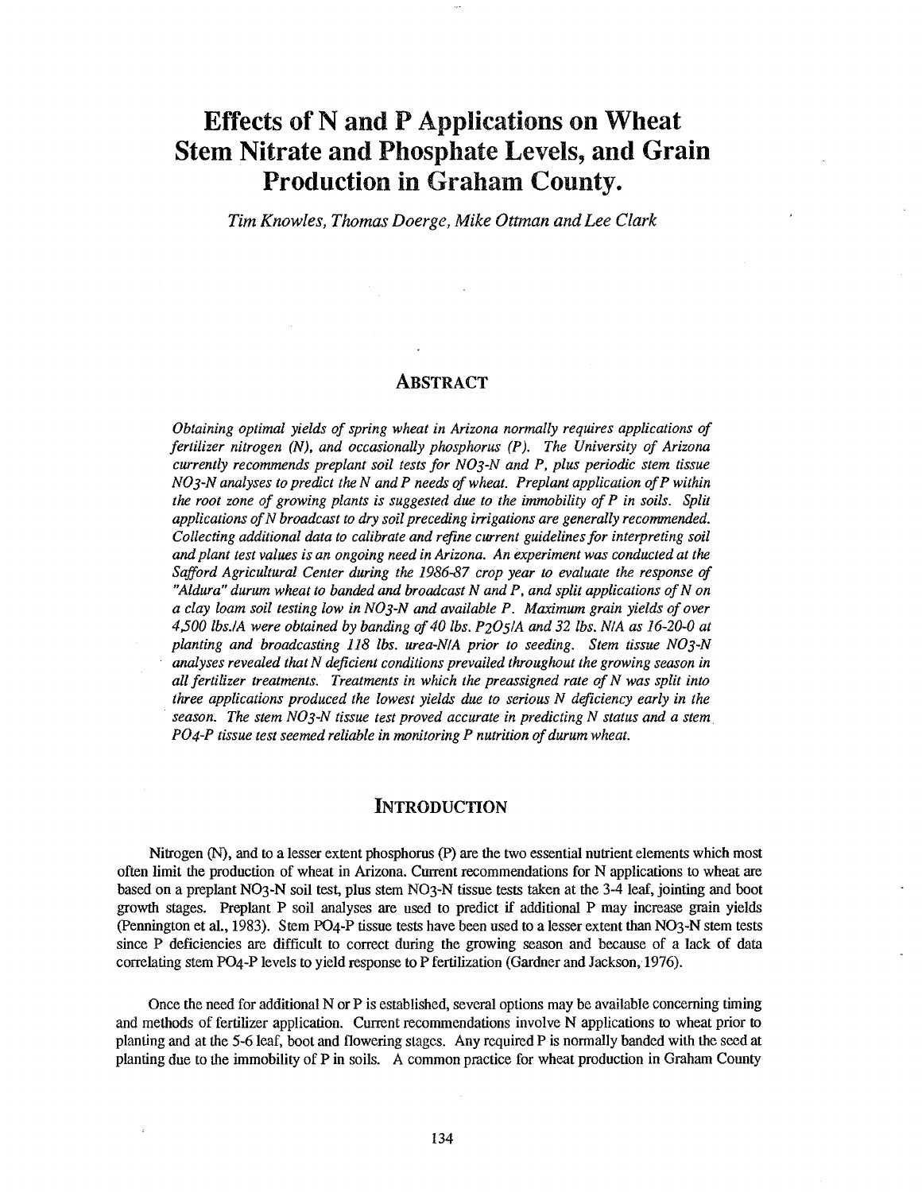# Effects of N and P Applications on Wheat Stem Nitrate and Phosphate Levels, and Grain Production in Graham County.

*Tim Knowles, Thomas Doerge, Mike Ottman and Lee Clark*

## ABSTRACT

*Obtaining optimal yields of spring wheat in Arizona normally requires applications of fertilizer nitrogen (N), and occasionally phosphorus (P). The University of Arizona currently recommends preplant soil tests for $NO_3$-N and P, plus periodic stem tissue $NO_3$-N analyses to predict the N and P needs of wheat. Preplant application of P within the root zone of growing plants is suggested due to the immobility of P in soils. Split applications of N broadcast to dry soil preceding irrigations are generally recommended. Collecting additional data to calibrate and refine current guidelines for interpreting soil and plant test values is an ongoing need in Arizona. An experiment was conducted at the Safford Agricultural Center during the 1986-87 crop year to evaluate the response of "Aldura" durum wheat to banded and broadcast N and P, and split applications of N on a clay loam soil testing low in $NO_3$-N and available P. Maximum grain yields of over 4,500 lbs./A were obtained by banding of 40 lbs. $P_2O_5$/A and 32 lbs. N/A as 16-20-0 at planting and broadcasting 118 lbs. urea-N/A prior to seeding. Stem tissue $NO_3$-N analyses revealed that N deficient conditions prevailed throughout the growing season in all fertilizer treatments. Treatments in which the preassigned rate of N was split into three applications produced the lowest yields due to serious N deficiency early in the season. The stem $NO_3$-N tissue test proved accurate in predicting N status and a stem $PO_4$-P tissue test seemed reliable in monitoring P nutrition of durum wheat.*

## INTRODUCTION

Nitrogen (N), and to a lesser extent phosphorus (P) are the two essential nutrient elements which most often limit the production of wheat in Arizona. Current recommendations for N applications to wheat are based on a preplant $NO_3$-N soil test, plus stem $NO_3$-N tissue tests taken at the 3-4 leaf, jointing and boot growth stages. Preplant P soil analyses are used to predict if additional P may increase grain yields (Pennington et al., 1983). Stem $PO_4$-P tissue tests have been used to a lesser extent than $NO_3$-N stem tests since P deficiencies are difficult to correct during the growing season and because of a lack of data correlating stem $PO_4$-P levels to yield response to P fertilization (Gardner and Jackson, 1976).

Once the need for additional N or P is established, several options may be available concerning timing and methods of fertilizer application. Current recommendations involve N applications to wheat prior to planting and at the 5-6 leaf, boot and flowering stages. Any required P is normally banded with the seed at planting due to the immobility of P in soils. A common practice for wheat production in Graham County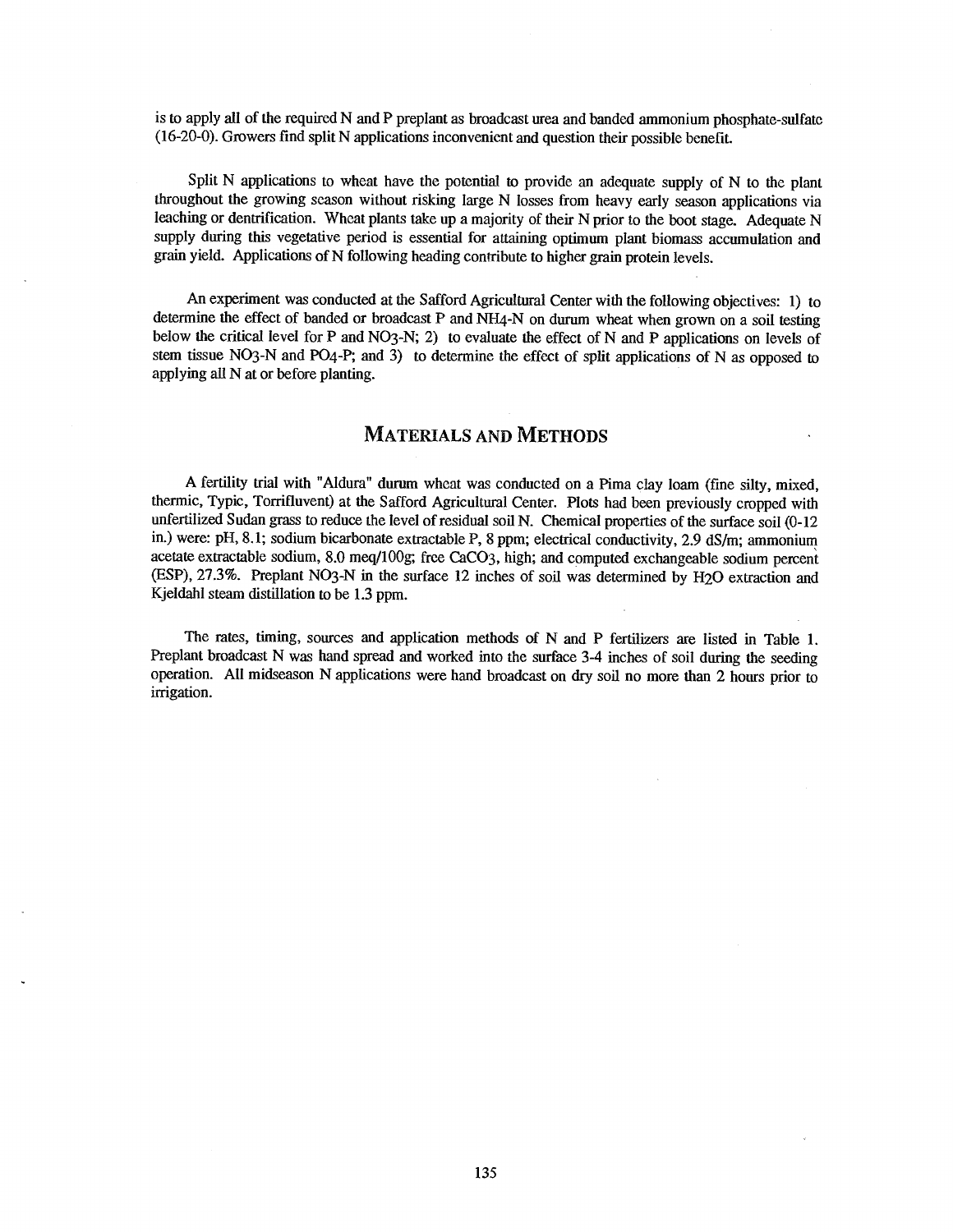is to apply all of the required N and P preplant as broadcast urea and banded ammonium phosphate-sulfate (16-20-0). Growers find split N applications inconvenient and question their possible benefit.

Split N applications to wheat have the potential to provide an adequate supply of N to the plant throughout the growing season without risking large N losses from heavy early season applications via leaching or dentrification. Wheat plants take up a majority of their N prior to the boot stage. Adequate N supply during this vegetative period is essential for attaining optimum plant biomass accumulation and grain yield. Applications of N following heading contribute to higher grain protein levels.

An experiment was conducted at the Safford Agricultural Center with the following objectives: 1) to determine the effect of banded or broadcast P and $NH_4$-N on durum wheat when grown on a soil testing below the critical level for P and $NO_3$-N; 2) to evaluate the effect of N and P applications on levels of stem tissue $NO_3$-N and $PO_4$-P; and 3) to determine the effect of split applications of N as opposed to applying all N at or before planting.

## Materials and Methods

A fertility trial with "Aldura" durum wheat was conducted on a Pima clay loam (fine silty, mixed, thermic, Typic, Torrifluvent) at the Safford Agricultural Center. Plots had been previously cropped with unfertilized Sudan grass to reduce the level of residual soil N. Chemical properties of the surface soil (0-12 in.) were: pH, 8.1; sodium bicarbonate extractable P, 8 ppm; electrical conductivity, 2.9 dS/m; ammonium acetate extractable sodium, 8.0 meq/100g; free $CaCO_3$, high; and computed exchangeable sodium percent (ESP), 27.3%. Preplant $NO_3$-N in the surface 12 inches of soil was determined by $H_2O$ extraction and Kjeldahl steam distillation to be 1.3 ppm.

The rates, timing, sources and application methods of N and P fertilizers are listed in Table 1. Preplant broadcast N was hand spread and worked into the surface 3-4 inches of soil during the seeding operation. All midseason N applications were hand broadcast on dry soil no more than 2 hours prior to irrigation.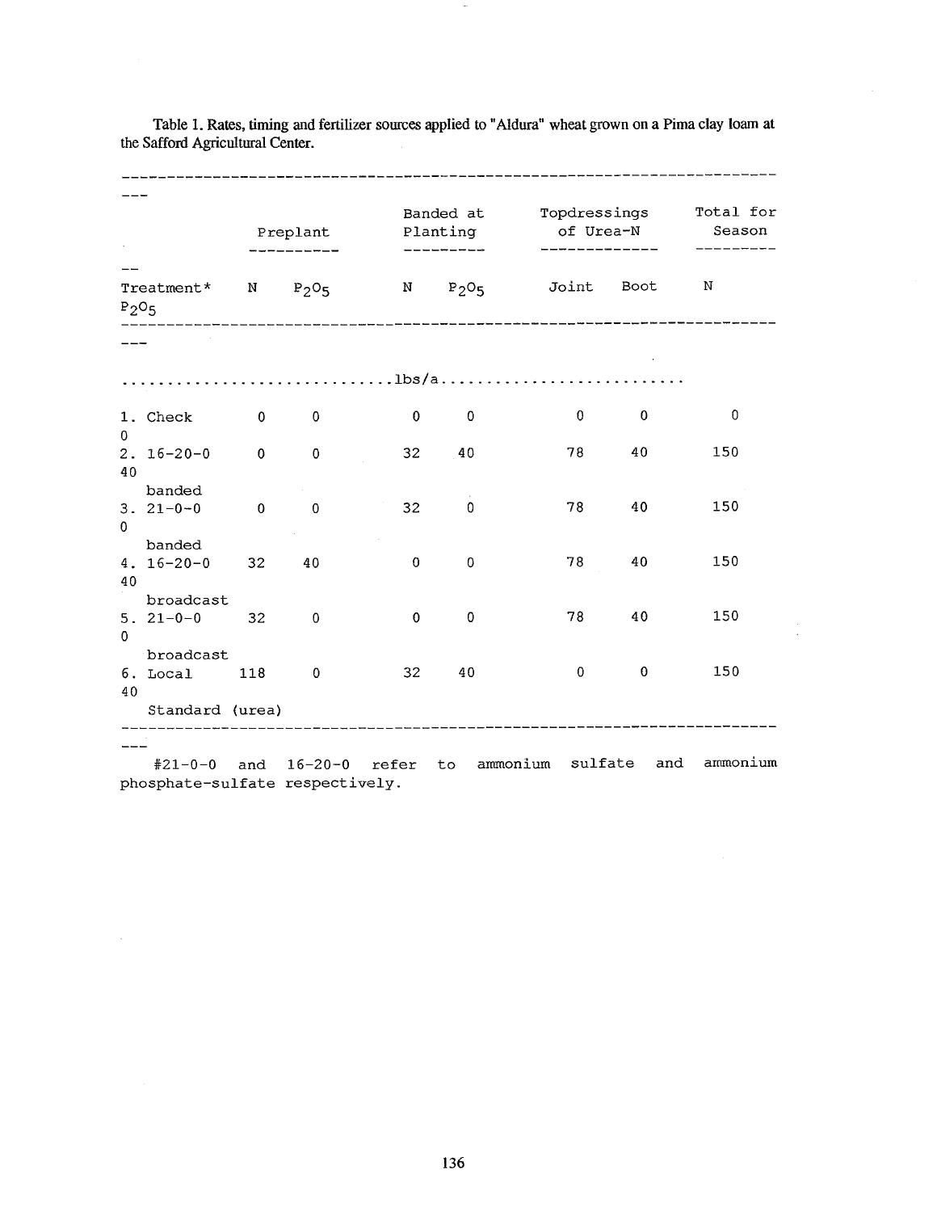Table 1. Rates, timing and fertilizer sources applied to "Aldura" wheat grown on a Pima clay loam at the Safford Agricultural Center.

| | Preplant | | Banded at Planting | | Topdressings of Urea-N | | Total for Season | |
|---|---|---|---|---|---|---|---|---|
| Treatment* | N | $P_2O_5$ | N | $P_2O_5$ | Joint | Boot | N | $P_2O_5$ |
| | | | lbs/a | | | | | |
| 1. Check | 0 | 0 | 0 | 0 | 0 | 0 | 0 | 0 |
| 2. 16-20-0 banded | 0 | 0 | 32 | 40 | 78 | 40 | 150 | 40 |
| 3. 21-0-0 banded | 0 | 0 | 32 | 0 | 78 | 40 | 150 | 0 |
| 4. 16-20-0 broadcast | 32 | 40 | 0 | 0 | 78 | 40 | 150 | 40 |
| 5. 21-0-0 broadcast | 32 | 0 | 0 | 0 | 78 | 40 | 150 | 0 |
| 6. Local Standard (urea) | 118 | 0 | 32 | 40 | 0 | 0 | 150 | 40 |

#21-0-0 and 16-20-0 refer to ammonium sulfate and ammonium phosphate-sulfate respectively.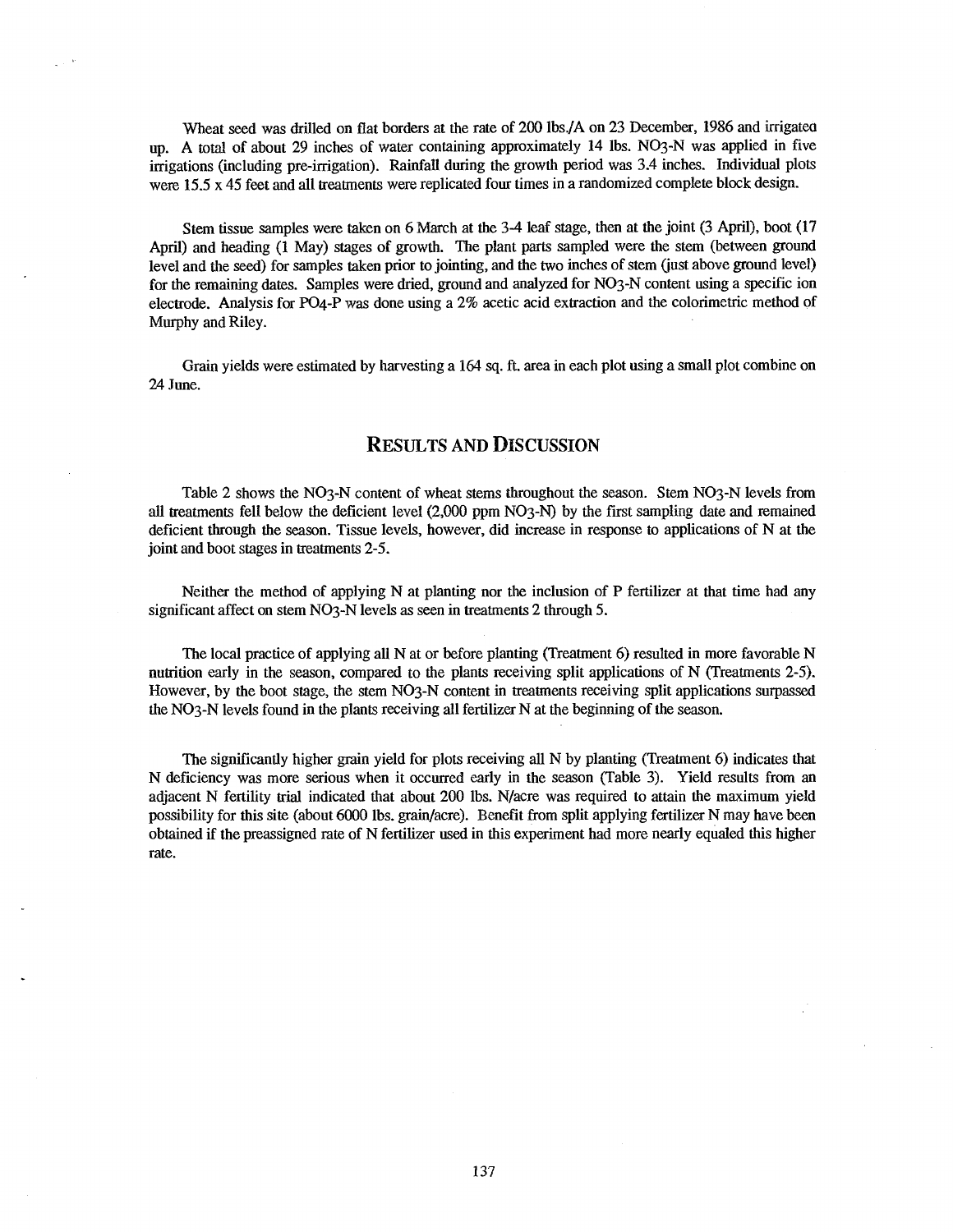Wheat seed was drilled on flat borders at the rate of 200 lbs./A on 23 December, 1986 and irrigated up. A total of about 29 inches of water containing approximately 14 lbs. $NO_3$-N was applied in five irrigations (including pre-irrigation). Rainfall during the growth period was 3.4 inches. Individual plots were 15.5 x 45 feet and all treatments were replicated four times in a randomized complete block design.

Stem tissue samples were taken on 6 March at the 3-4 leaf stage, then at the joint (3 April), boot (17 April) and heading (1 May) stages of growth. The plant parts sampled were the stem (between ground level and the seed) for samples taken prior to jointing, and the two inches of stem (just above ground level) for the remaining dates. Samples were dried, ground and analyzed for $NO_3$-N content using a specific ion electrode. Analysis for $PO_4$-P was done using a 2% acetic acid extraction and the colorimetric method of Murphy and Riley.

Grain yields were estimated by harvesting a 164 sq. ft. area in each plot using a small plot combine on 24 June.

## RESULTS AND DISCUSSION

Table 2 shows the $NO_3$-N content of wheat stems throughout the season. Stem $NO_3$-N levels from all treatments fell below the deficient level (2,000 ppm $NO_3$-N) by the first sampling date and remained deficient through the season. Tissue levels, however, did increase in response to applications of N at the joint and boot stages in treatments 2-5.

Neither the method of applying N at planting nor the inclusion of P fertilizer at that time had any significant affect on stem $NO_3$-N levels as seen in treatments 2 through 5.

The local practice of applying all N at or before planting (Treatment 6) resulted in more favorable N nutrition early in the season, compared to the plants receiving split applications of N (Treatments 2-5). However, by the boot stage, the stem $NO_3$-N content in treatments receiving split applications surpassed the $NO_3$-N levels found in the plants receiving all fertilizer N at the beginning of the season.

The significantly higher grain yield for plots receiving all N by planting (Treatment 6) indicates that N deficiency was more serious when it occurred early in the season (Table 3). Yield results from an adjacent N fertility trial indicated that about 200 lbs. N/acre was required to attain the maximum yield possibility for this site (about 6000 lbs. grain/acre). Benefit from split applying fertilizer N may have been obtained if the preassigned rate of N fertilizer used in this experiment had more nearly equaled this higher rate.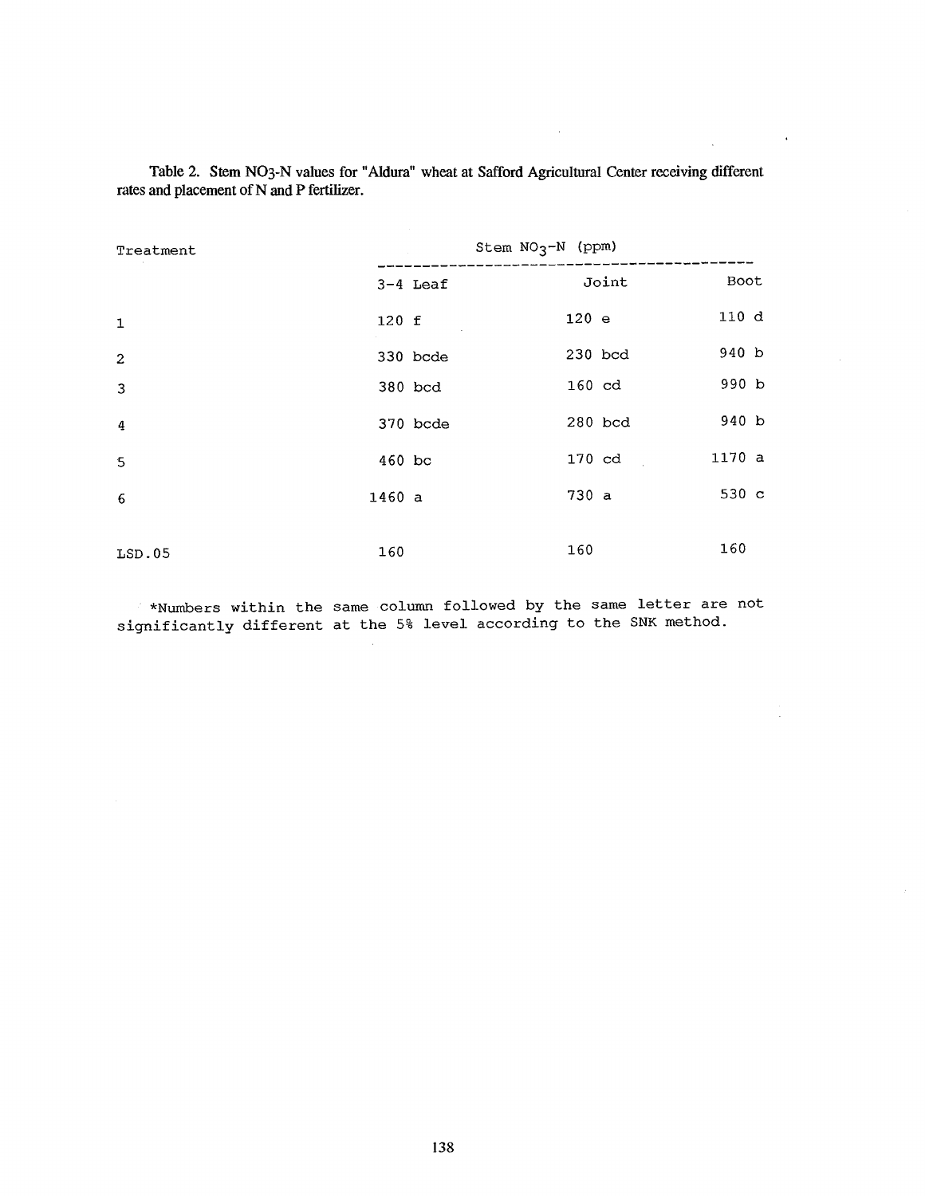Table 2. Stem $NO_3$-N values for "Aldura" wheat at Safford Agricultural Center receiving different rates and placement of N and P fertilizer.

| Treatment | Stem $NO_3$-N (ppm) | | |
|---|---|---|---|
| | 3-4 Leaf | Joint | Boot |
| 1 | 120 f | 120 e | 110 d |
| 2 | 330 bcde | 230 bcd | 940 b |
| 3 | 380 bcd | 160 cd | 990 b |
| 4 | 370 bcde | 280 bcd | 940 b |
| 5 | 460 bc | 170 cd | 1170 a |
| 6 | 1460 a | 730 a | 530 c |
| LSD.05 | 160 | 160 | 160 |

*Numbers within the same column followed by the same letter are not significantly different at the 5% level according to the SNK method.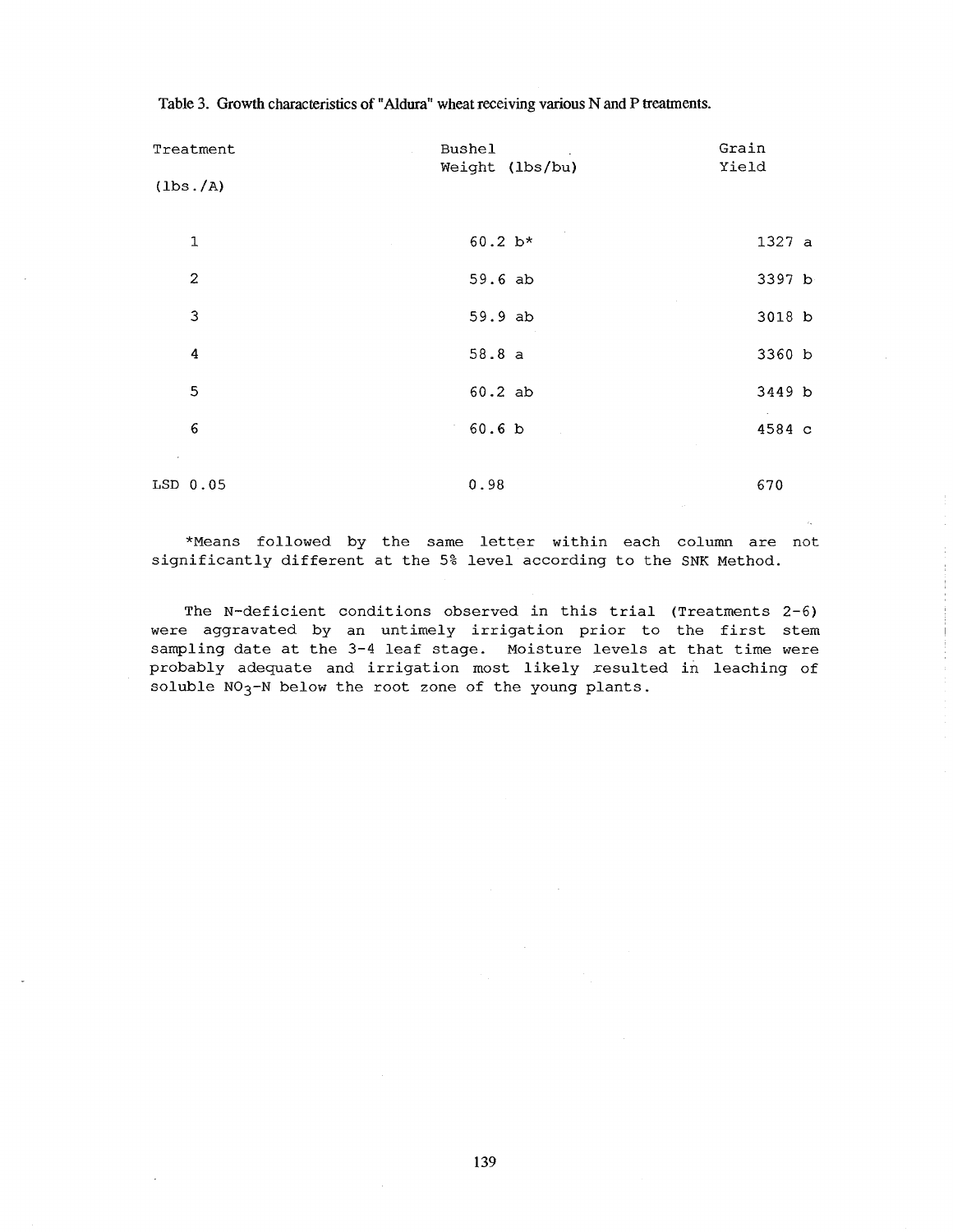Table 3. Growth characteristics of "Aldura" wheat receiving various N and P treatments.

| Treatment (lbs./A) | Bushel Weight (lbs/bu) | Grain Yield |
|---|---|---|
| 1 | 60.2 b* | 1327 a |
| 2 | 59.6 ab | 3397 b |
| 3 | 59.9 ab | 3018 b |
| 4 | 58.8 a | 3360 b |
| 5 | 60.2 ab | 3449 b |
| 6 | 60.6 b | 4584 c |
| LSD 0.05 | 0.98 | 670 |

*Means followed by the same letter within each column are not significantly different at the 5% level according to the SNK Method.

The N-deficient conditions observed in this trial (Treatments 2-6) were aggravated by an untimely irrigation prior to the first stem sampling date at the 3-4 leaf stage. Moisture levels at that time were probably adequate and irrigation most likely resulted in leaching of soluble $NO_3$-N below the root zone of the young plants.